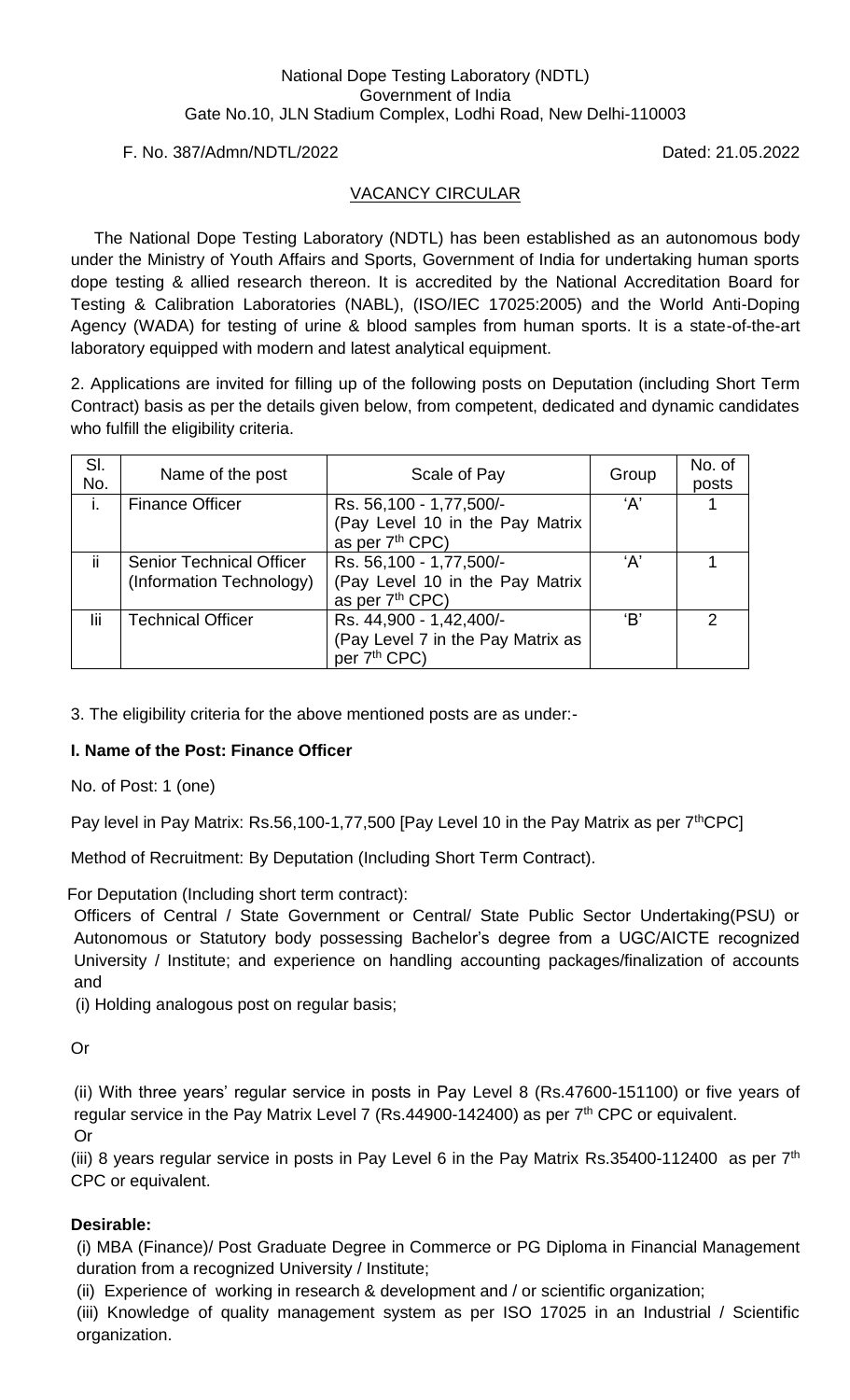National Dope Testing Laboratory (NDTL)
Government of India
Gate No.10, JLN Stadium Complex, Lodhi Road, New Delhi-110003

F. No. 387/Admn/NDTL/2022 Dated: 21.05.2022

## VACANCY CIRCULAR

The National Dope Testing Laboratory (NDTL) has been established as an autonomous body under the Ministry of Youth Affairs and Sports, Government of India for undertaking human sports dope testing & allied research thereon. It is accredited by the National Accreditation Board for Testing & Calibration Laboratories (NABL), (ISO/IEC 17025:2005) and the World Anti-Doping Agency (WADA) for testing of urine & blood samples from human sports. It is a state-of-the-art laboratory equipped with modern and latest analytical equipment.

2. Applications are invited for filling up of the following posts on Deputation (including Short Term Contract) basis as per the details given below, from competent, dedicated and dynamic candidates who fulfill the eligibility criteria.

| Sl. No. | Name of the post | Scale of Pay | Group | No. of posts |
|---|---|---|---|---|
| i. | Finance Officer | Rs. 56,100 - 1,77,500/- (Pay Level 10 in the Pay Matrix as per 7th CPC) | 'A' | 1 |
| ii | Senior Technical Officer (Information Technology) | Rs. 56,100 - 1,77,500/- (Pay Level 10 in the Pay Matrix as per 7th CPC) | 'A' | 1 |
| Iii | Technical Officer | Rs. 44,900 - 1,42,400/- (Pay Level 7 in the Pay Matrix as per 7th CPC) | 'B' | 2 |

3. The eligibility criteria for the above mentioned posts are as under:-

**I. Name of the Post: Finance Officer**

No. of Post: 1 (one)

Pay level in Pay Matrix: Rs.56,100-1,77,500 [Pay Level 10 in the Pay Matrix as per 7thCPC]

Method of Recruitment: By Deputation (Including Short Term Contract).

For Deputation (Including short term contract):

Officers of Central / State Government or Central/ State Public Sector Undertaking(PSU) or Autonomous or Statutory body possessing Bachelor's degree from a UGC/AICTE recognized University / Institute; and experience on handling accounting packages/finalization of accounts and

(i) Holding analogous post on regular basis;

Or

(ii) With three years' regular service in posts in Pay Level 8 (Rs.47600-151100) or five years of regular service in the Pay Matrix Level 7 (Rs.44900-142400) as per 7th CPC or equivalent.

Or

(iii) 8 years regular service in posts in Pay Level 6 in the Pay Matrix Rs.35400-112400 as per 7th CPC or equivalent.

**Desirable:**

(i) MBA (Finance)/ Post Graduate Degree in Commerce or PG Diploma in Financial Management duration from a recognized University / Institute;

(ii) Experience of working in research & development and / or scientific organization;

(iii) Knowledge of quality management system as per ISO 17025 in an Industrial / Scientific organization.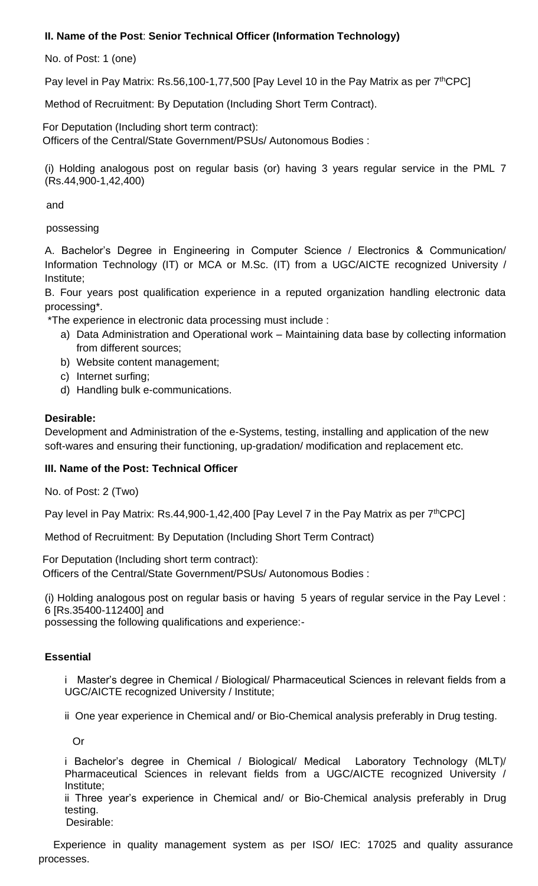**II. Name of the Post**: **Senior Technical Officer (Information Technology)**

No. of Post: 1 (one)

Pay level in Pay Matrix: Rs.56,100-1,77,500 [Pay Level 10 in the Pay Matrix as per 7thCPC]

Method of Recruitment: By Deputation (Including Short Term Contract).

For Deputation (Including short term contract):
Officers of the Central/State Government/PSUs/ Autonomous Bodies :

(i) Holding analogous post on regular basis (or) having 3 years regular service in the PML 7 (Rs.44,900-1,42,400)

and

possessing

A. Bachelor's Degree in Engineering in Computer Science / Electronics & Communication/ Information Technology (IT) or MCA or M.Sc. (IT) from a UGC/AICTE recognized University / Institute;

B. Four years post qualification experience in a reputed organization handling electronic data processing*.

*The experience in electronic data processing must include :

a) Data Administration and Operational work – Maintaining data base by collecting information from different sources;
b) Website content management;
c) Internet surfing;
d) Handling bulk e-communications.

**Desirable:**

Development and Administration of the e-Systems, testing, installing and application of the new soft-wares and ensuring their functioning, up-gradation/ modification and replacement etc.

**III. Name of the Post: Technical Officer**

No. of Post: 2 (Two)

Pay level in Pay Matrix: Rs.44,900-1,42,400 [Pay Level 7 in the Pay Matrix as per 7thCPC]

Method of Recruitment: By Deputation (Including Short Term Contract)

For Deputation (Including short term contract):
Officers of the Central/State Government/PSUs/ Autonomous Bodies :

(i) Holding analogous post on regular basis or having 5 years of regular service in the Pay Level : 6 [Rs.35400-112400] and
possessing the following qualifications and experience:-

**Essential**

i Master's degree in Chemical / Biological/ Pharmaceutical Sciences in relevant fields from a UGC/AICTE recognized University / Institute;

ii One year experience in Chemical and/ or Bio-Chemical analysis preferably in Drug testing.

Or

i Bachelor's degree in Chemical / Biological/ Medical Laboratory Technology (MLT)/ Pharmaceutical Sciences in relevant fields from a UGC/AICTE recognized University / Institute;

ii Three year's experience in Chemical and/ or Bio-Chemical analysis preferably in Drug testing.

Desirable:

Experience in quality management system as per ISO/ IEC: 17025 and quality assurance processes.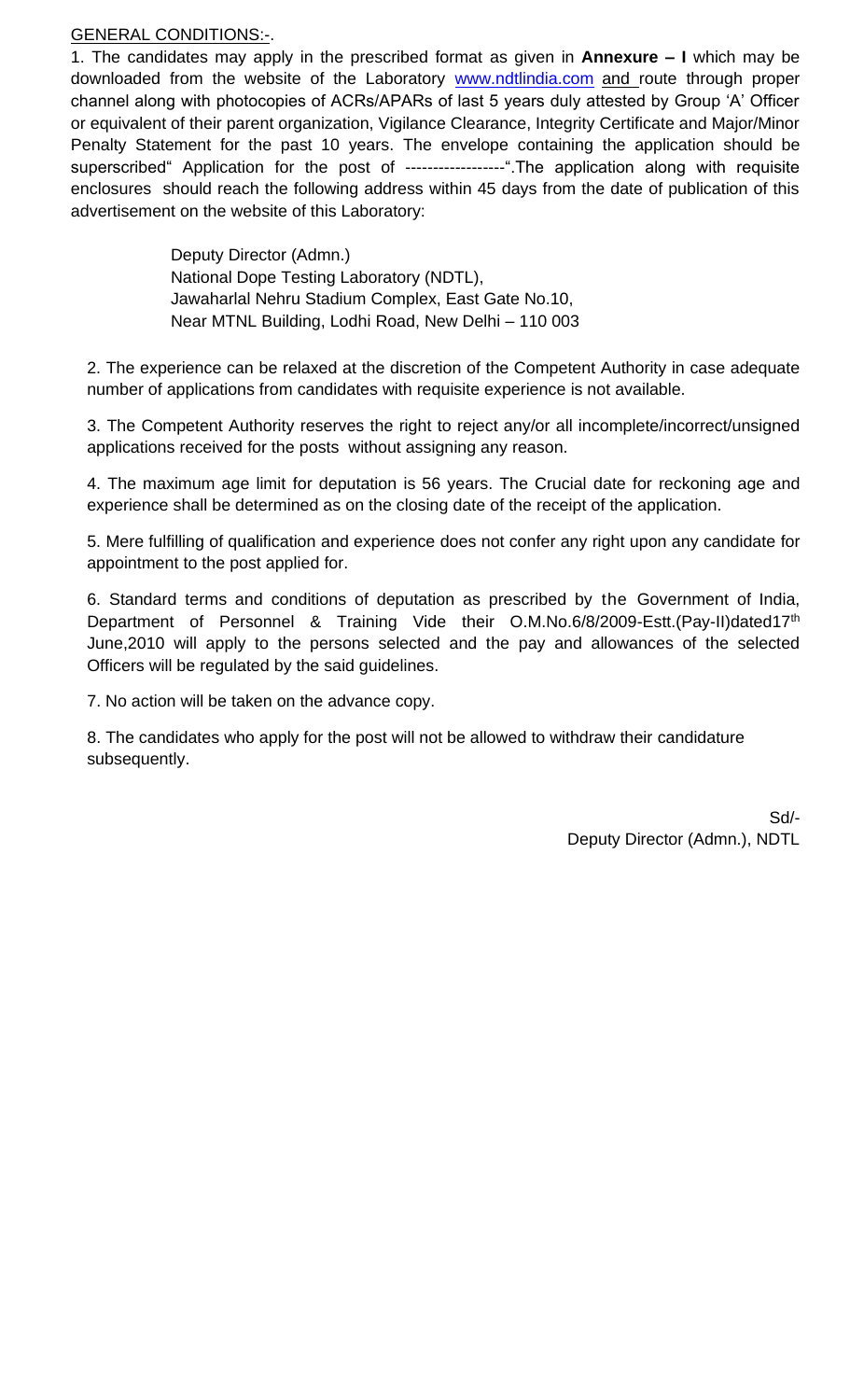GENERAL CONDITIONS:-.

1. The candidates may apply in the prescribed format as given in **Annexure – I** which may be downloaded from the website of the Laboratory www.ndtlindia.com and route through proper channel along with photocopies of ACRs/APARs of last 5 years duly attested by Group 'A' Officer or equivalent of their parent organization, Vigilance Clearance, Integrity Certificate and Major/Minor Penalty Statement for the past 10 years. The envelope containing the application should be superscribed" Application for the post of ------------------".The application along with requisite enclosures should reach the following address within 45 days from the date of publication of this advertisement on the website of this Laboratory:

Deputy Director (Admn.)
National Dope Testing Laboratory (NDTL),
Jawaharlal Nehru Stadium Complex, East Gate No.10,
Near MTNL Building, Lodhi Road, New Delhi – 110 003

2. The experience can be relaxed at the discretion of the Competent Authority in case adequate number of applications from candidates with requisite experience is not available.

3. The Competent Authority reserves the right to reject any/or all incomplete/incorrect/unsigned applications received for the posts without assigning any reason.

4. The maximum age limit for deputation is 56 years. The Crucial date for reckoning age and experience shall be determined as on the closing date of the receipt of the application.

5. Mere fulfilling of qualification and experience does not confer any right upon any candidate for appointment to the post applied for.

6. Standard terms and conditions of deputation as prescribed by the Government of India, Department of Personnel & Training Vide their O.M.No.6/8/2009-Estt.(Pay-II)dated17th June,2010 will apply to the persons selected and the pay and allowances of the selected Officers will be regulated by the said guidelines.

7. No action will be taken on the advance copy.

8. The candidates who apply for the post will not be allowed to withdraw their candidature subsequently.

Sd/-
Deputy Director (Admn.), NDTL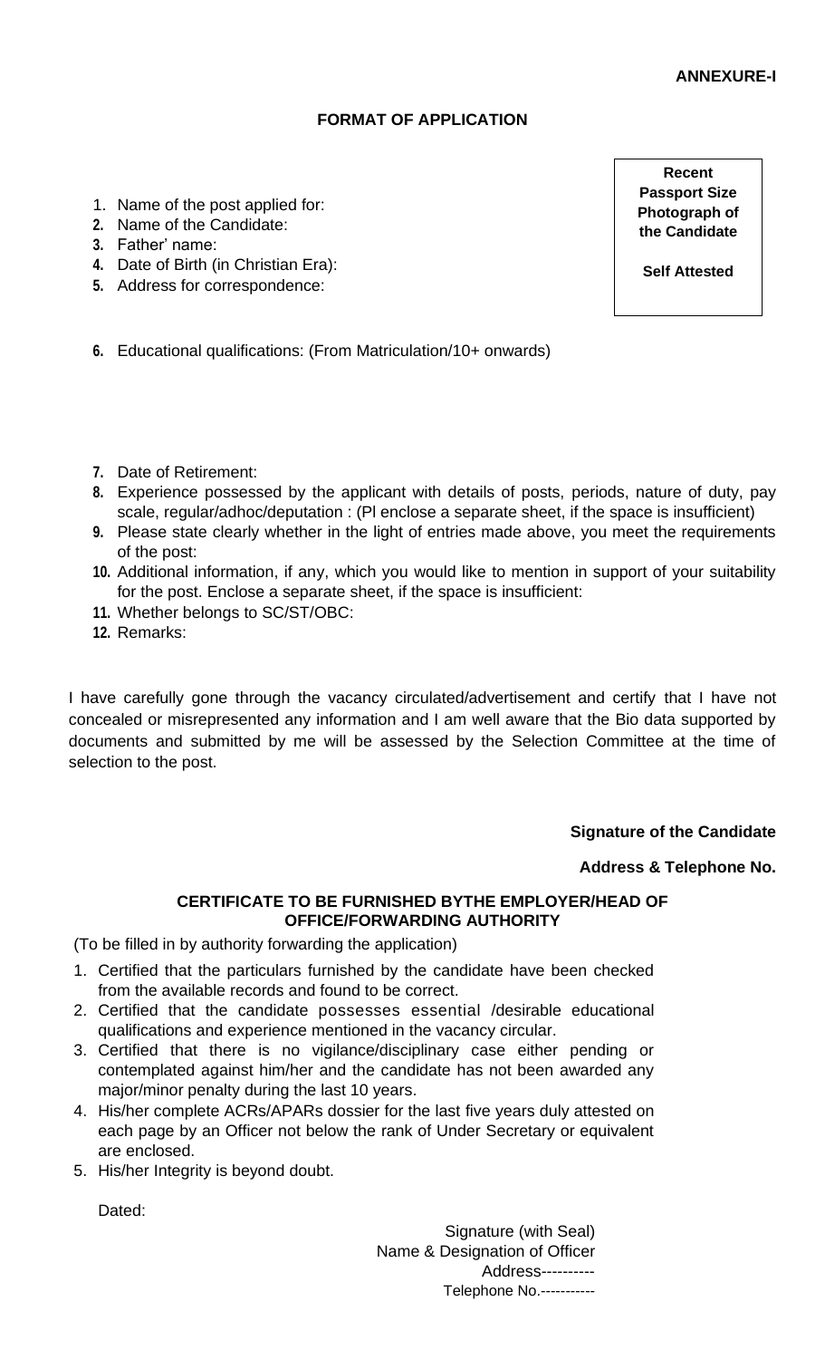**ANNEXURE-I**

## FORMAT OF APPLICATION

**Recent Passport Size Photograph of the Candidate**

**Self Attested**

1. Name of the post applied for:
2. Name of the Candidate:
3. Father' name:
4. Date of Birth (in Christian Era):
5. Address for correspondence:
6. Educational qualifications: (From Matriculation/10+ onwards)
7. Date of Retirement:
8. Experience possessed by the applicant with details of posts, periods, nature of duty, pay scale, regular/adhoc/deputation : (Pl enclose a separate sheet, if the space is insufficient)
9. Please state clearly whether in the light of entries made above, you meet the requirements of the post:
10. Additional information, if any, which you would like to mention in support of your suitability for the post. Enclose a separate sheet, if the space is insufficient:
11. Whether belongs to SC/ST/OBC:
12. Remarks:

I have carefully gone through the vacancy circulated/advertisement and certify that I have not concealed or misrepresented any information and I am well aware that the Bio data supported by documents and submitted by me will be assessed by the Selection Committee at the time of selection to the post.

**Signature of the Candidate**

**Address & Telephone No.**

### CERTIFICATE TO BE FURNISHED BYTHE EMPLOYER/HEAD OF OFFICE/FORWARDING AUTHORITY

(To be filled in by authority forwarding the application)

1. Certified that the particulars furnished by the candidate have been checked from the available records and found to be correct.
2. Certified that the candidate possesses essential /desirable educational qualifications and experience mentioned in the vacancy circular.
3. Certified that there is no vigilance/disciplinary case either pending or contemplated against him/her and the candidate has not been awarded any major/minor penalty during the last 10 years.
4. His/her complete ACRs/APARs dossier for the last five years duly attested on each page by an Officer not below the rank of Under Secretary or equivalent are enclosed.
5. His/her Integrity is beyond doubt.

Dated:

Signature (with Seal)
Name & Designation of Officer
Address----------
Telephone No.-----------